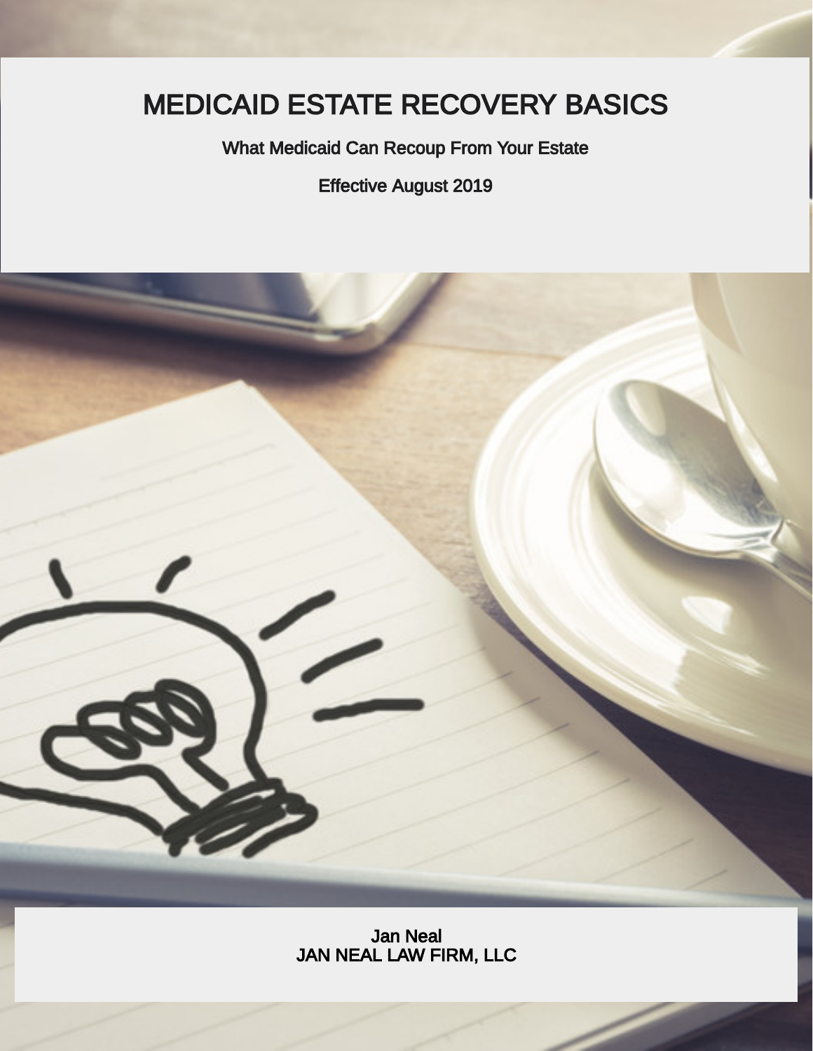# MEDICAID ESTATE RECOVERY BASICS

What Medicaid Can Recoup From Your Estate

Effective August 2019

Jan Neal
JAN NEAL LAW FIRM, LLC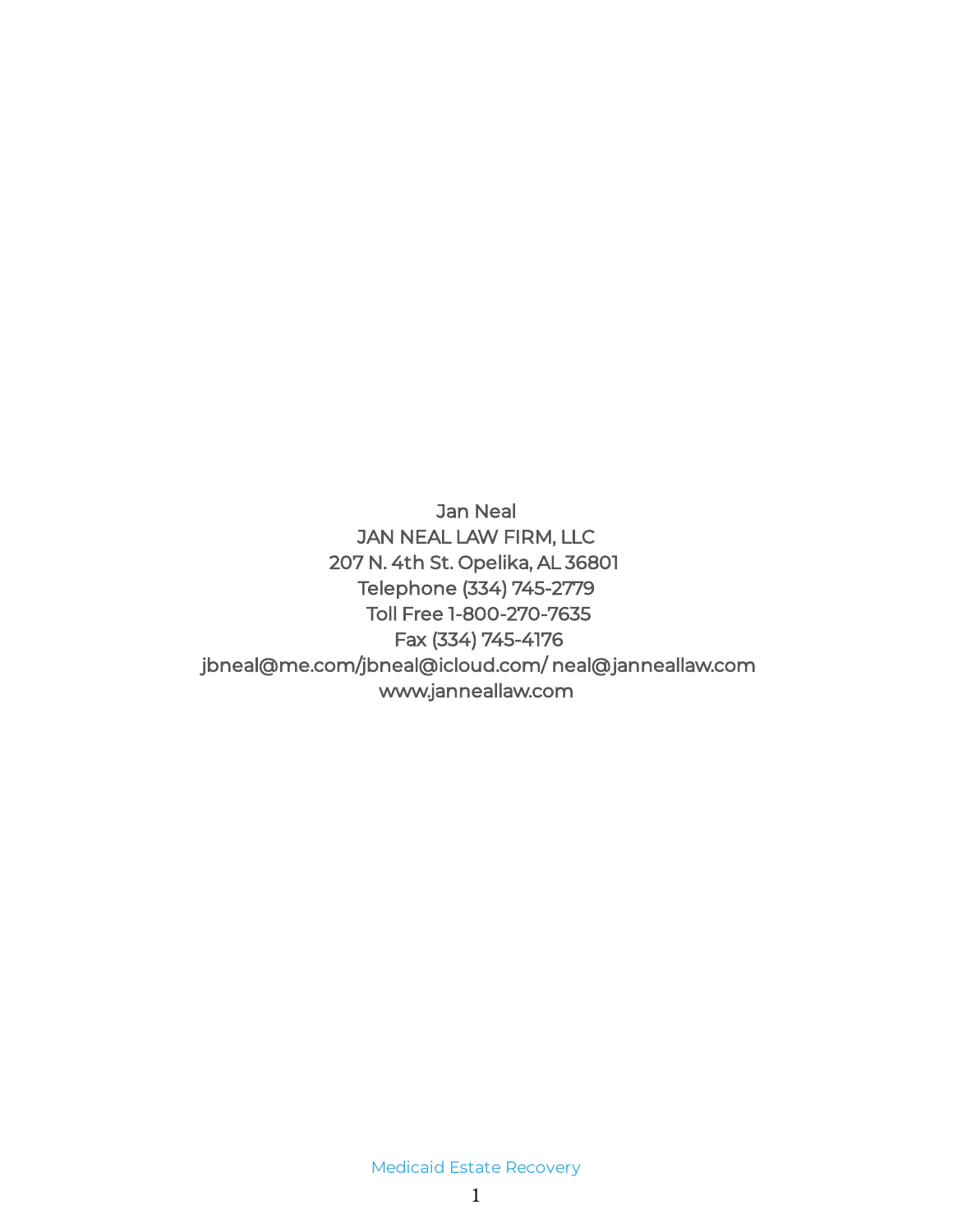Jan Neal
JAN NEAL LAW FIRM, LLC
207 N. 4th St. Opelika, AL 36801
Telephone (334) 745-2779
Toll Free 1-800-270-7635
Fax (334) 745-4176
jbneal@me.com/jbneal@icloud.com/ neal@janneallaw.com
www.janneallaw.com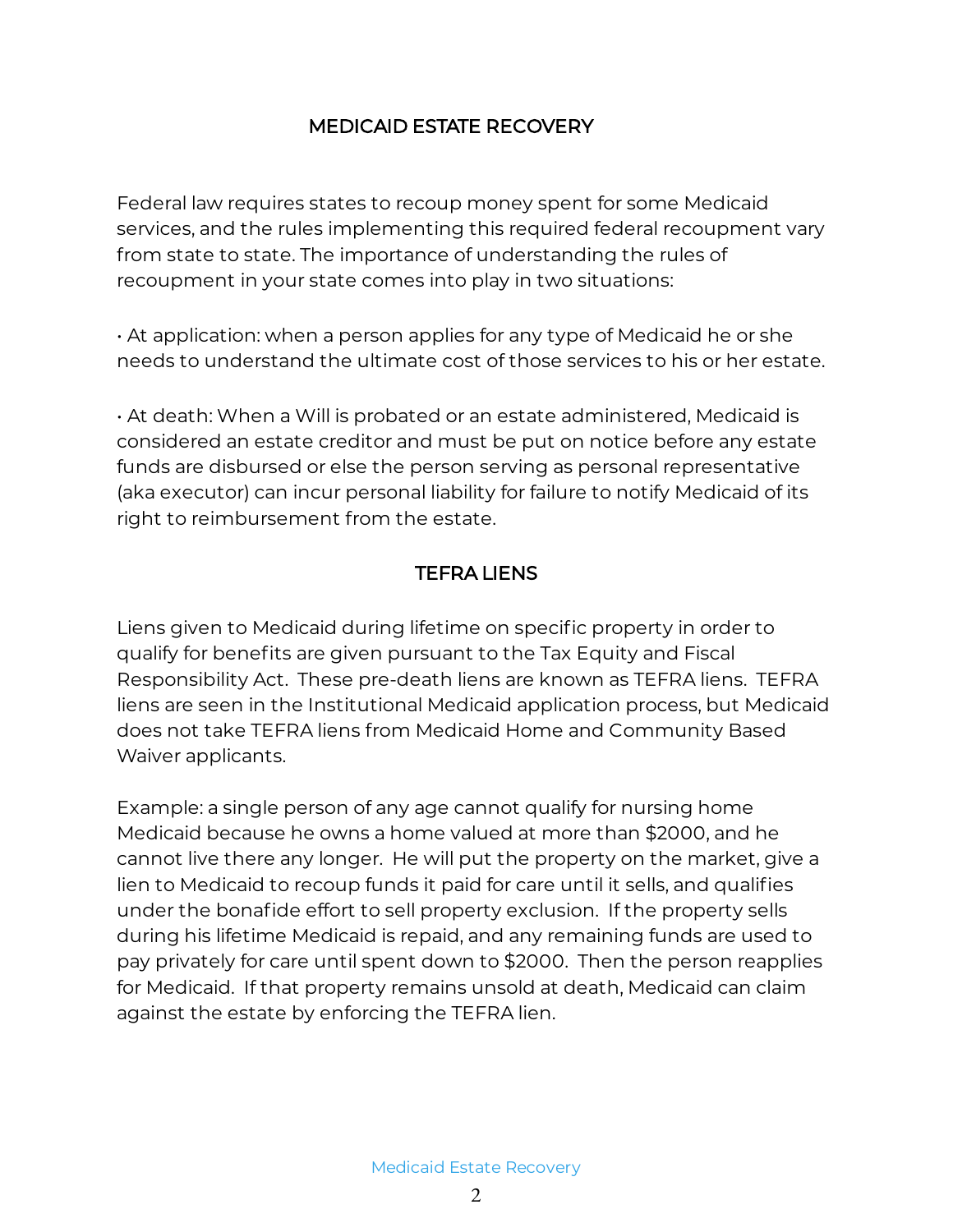## MEDICAID ESTATE RECOVERY

Federal law requires states to recoup money spent for some Medicaid services, and the rules implementing this required federal recoupment vary from state to state. The importance of understanding the rules of recoupment in your state comes into play in two situations:

- At application: when a person applies for any type of Medicaid he or she needs to understand the ultimate cost of those services to his or her estate.

- At death: When a Will is probated or an estate administered, Medicaid is considered an estate creditor and must be put on notice before any estate funds are disbursed or else the person serving as personal representative (aka executor) can incur personal liability for failure to notify Medicaid of its right to reimbursement from the estate.

## TEFRA LIENS

Liens given to Medicaid during lifetime on specific property in order to qualify for benefits are given pursuant to the Tax Equity and Fiscal Responsibility Act. These pre-death liens are known as TEFRA liens. TEFRA liens are seen in the Institutional Medicaid application process, but Medicaid does not take TEFRA liens from Medicaid Home and Community Based Waiver applicants.

Example: a single person of any age cannot qualify for nursing home Medicaid because he owns a home valued at more than $2000, and he cannot live there any longer. He will put the property on the market, give a lien to Medicaid to recoup funds it paid for care until it sells, and qualifies under the bonafide effort to sell property exclusion. If the property sells during his lifetime Medicaid is repaid, and any remaining funds are used to pay privately for care until spent down to $2000. Then the person reapplies for Medicaid. If that property remains unsold at death, Medicaid can claim against the estate by enforcing the TEFRA lien.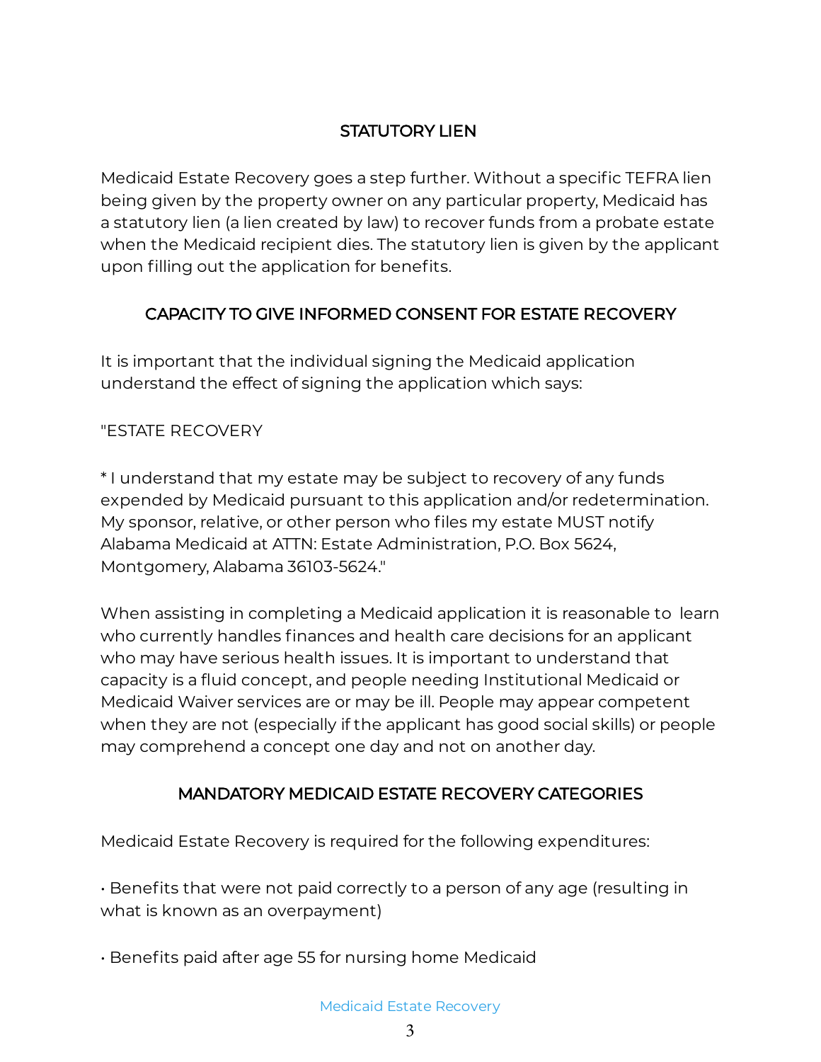## STATUTORY LIEN

Medicaid Estate Recovery goes a step further. Without a specific TEFRA lien being given by the property owner on any particular property, Medicaid has a statutory lien (a lien created by law) to recover funds from a probate estate when the Medicaid recipient dies. The statutory lien is given by the applicant upon filling out the application for benefits.

## CAPACITY TO GIVE INFORMED CONSENT FOR ESTATE RECOVERY

It is important that the individual signing the Medicaid application understand the effect of signing the application which says:

"ESTATE RECOVERY

* I understand that my estate may be subject to recovery of any funds expended by Medicaid pursuant to this application and/or redetermination. My sponsor, relative, or other person who files my estate MUST notify Alabama Medicaid at ATTN: Estate Administration, P.O. Box 5624, Montgomery, Alabama 36103-5624."

When assisting in completing a Medicaid application it is reasonable to learn who currently handles finances and health care decisions for an applicant who may have serious health issues. It is important to understand that capacity is a fluid concept, and people needing Institutional Medicaid or Medicaid Waiver services are or may be ill. People may appear competent when they are not (especially if the applicant has good social skills) or people may comprehend a concept one day and not on another day.

## MANDATORY MEDICAID ESTATE RECOVERY CATEGORIES

Medicaid Estate Recovery is required for the following expenditures:

• Benefits that were not paid correctly to a person of any age (resulting in what is known as an overpayment)

• Benefits paid after age 55 for nursing home Medicaid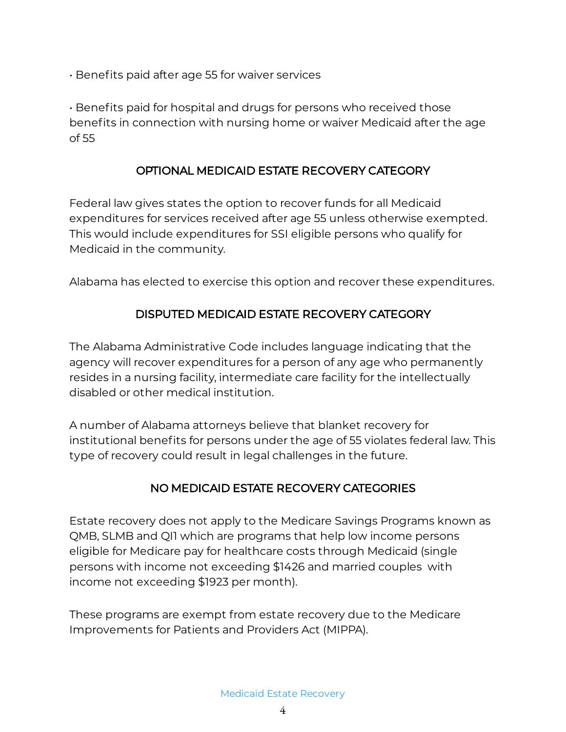- Benefits paid after age 55 for waiver services

- Benefits paid for hospital and drugs for persons who received those benefits in connection with nursing home or waiver Medicaid after the age of 55

## OPTIONAL MEDICAID ESTATE RECOVERY CATEGORY

Federal law gives states the option to recover funds for all Medicaid expenditures for services received after age 55 unless otherwise exempted. This would include expenditures for SSI eligible persons who qualify for Medicaid in the community.

Alabama has elected to exercise this option and recover these expenditures.

## DISPUTED MEDICAID ESTATE RECOVERY CATEGORY

The Alabama Administrative Code includes language indicating that the agency will recover expenditures for a person of any age who permanently resides in a nursing facility, intermediate care facility for the intellectually disabled or other medical institution.

A number of Alabama attorneys believe that blanket recovery for institutional benefits for persons under the age of 55 violates federal law. This type of recovery could result in legal challenges in the future.

## NO MEDICAID ESTATE RECOVERY CATEGORIES

Estate recovery does not apply to the Medicare Savings Programs known as QMB, SLMB and QI1 which are programs that help low income persons eligible for Medicare pay for healthcare costs through Medicaid (single persons with income not exceeding $1426 and married couples with income not exceeding $1923 per month).

These programs are exempt from estate recovery due to the Medicare Improvements for Patients and Providers Act (MIPPA).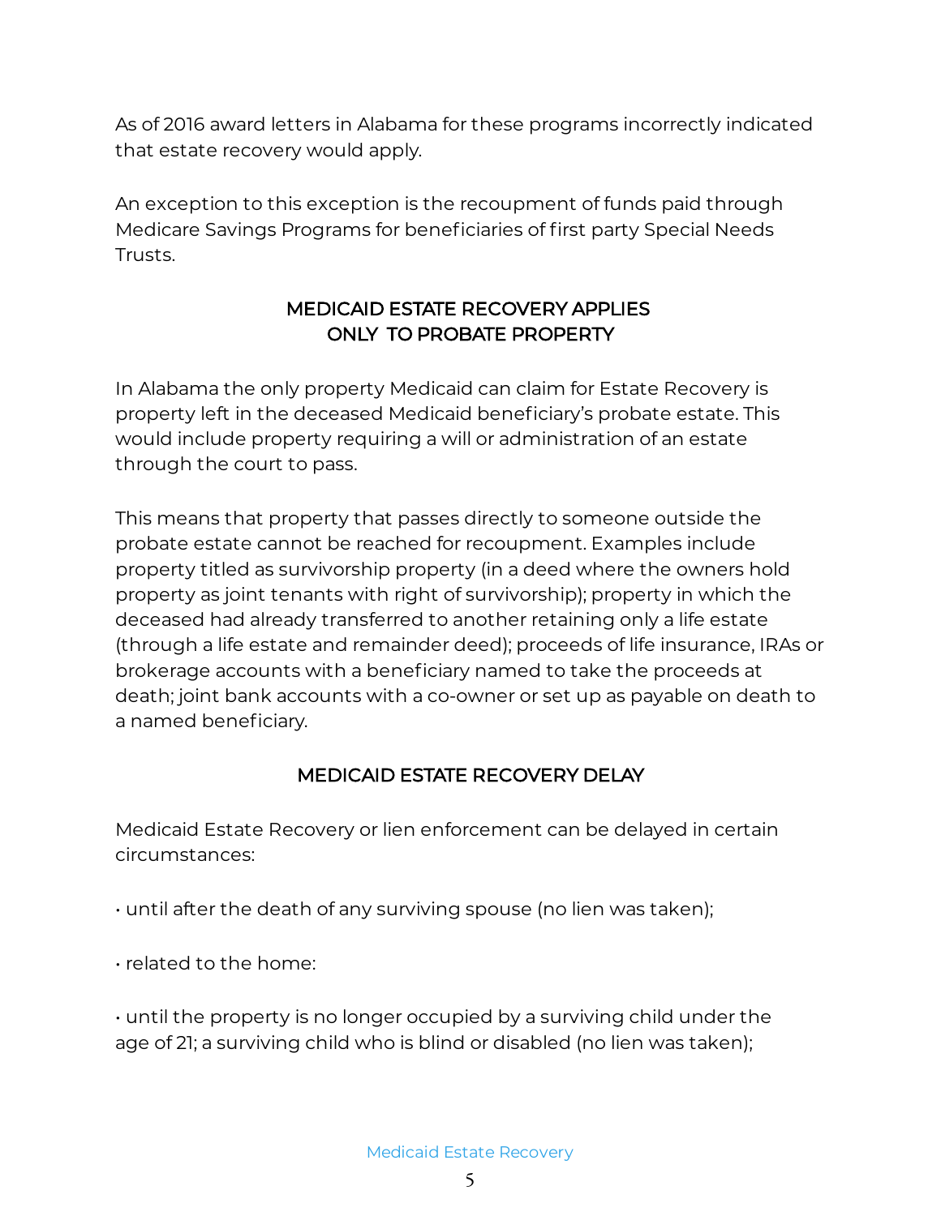As of 2016 award letters in Alabama for these programs incorrectly indicated that estate recovery would apply.

An exception to this exception is the recoupment of funds paid through Medicare Savings Programs for beneficiaries of first party Special Needs Trusts.

## MEDICAID ESTATE RECOVERY APPLIES ONLY TO PROBATE PROPERTY

In Alabama the only property Medicaid can claim for Estate Recovery is property left in the deceased Medicaid beneficiary's probate estate. This would include property requiring a will or administration of an estate through the court to pass.

This means that property that passes directly to someone outside the probate estate cannot be reached for recoupment. Examples include property titled as survivorship property (in a deed where the owners hold property as joint tenants with right of survivorship); property in which the deceased had already transferred to another retaining only a life estate (through a life estate and remainder deed); proceeds of life insurance, IRAs or brokerage accounts with a beneficiary named to take the proceeds at death; joint bank accounts with a co-owner or set up as payable on death to a named beneficiary.

## MEDICAID ESTATE RECOVERY DELAY

Medicaid Estate Recovery or lien enforcement can be delayed in certain circumstances:

• until after the death of any surviving spouse (no lien was taken);

• related to the home:

• until the property is no longer occupied by a surviving child under the age of 21; a surviving child who is blind or disabled (no lien was taken);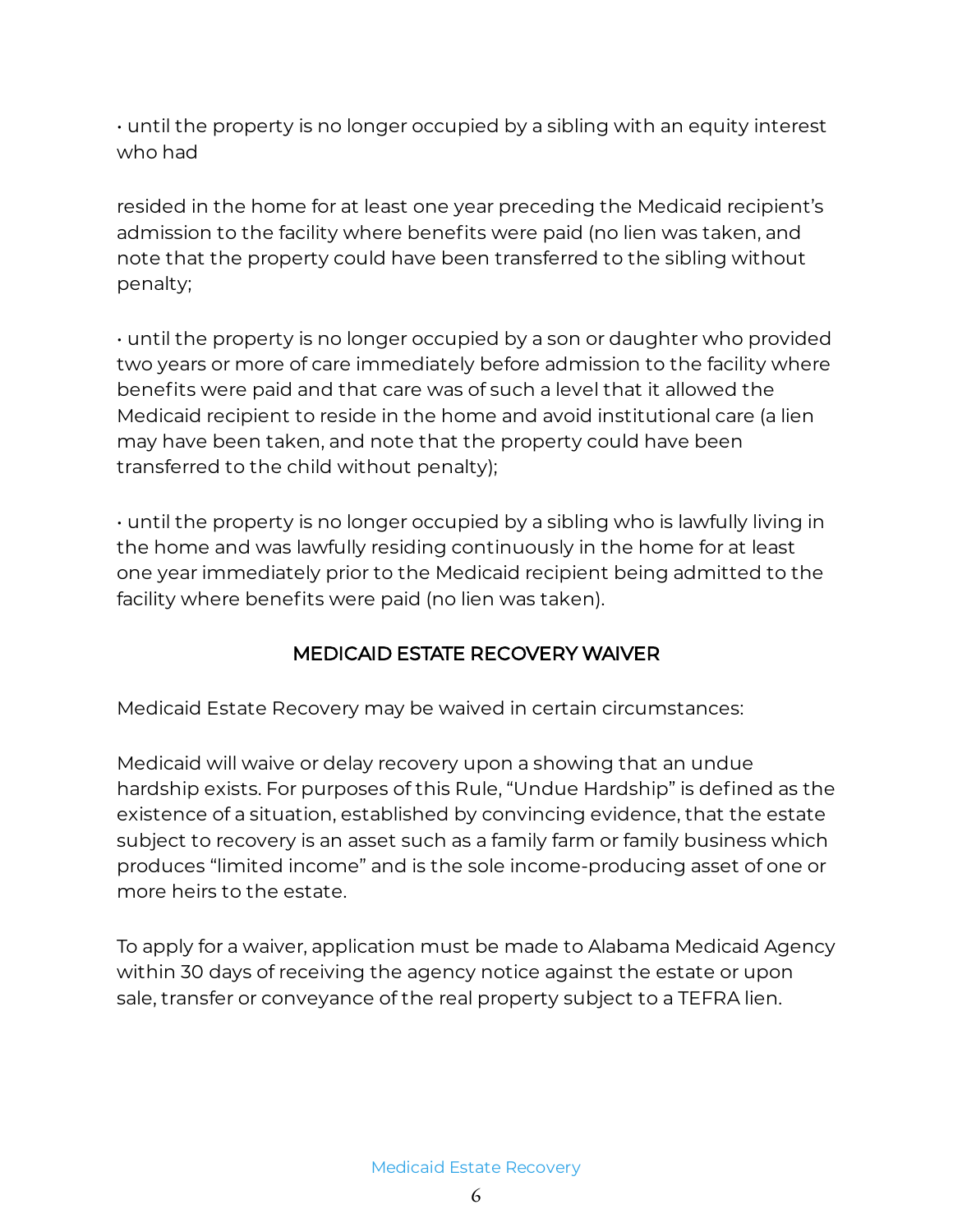• until the property is no longer occupied by a sibling with an equity interest who had

resided in the home for at least one year preceding the Medicaid recipient's admission to the facility where benefits were paid (no lien was taken, and note that the property could have been transferred to the sibling without penalty;

• until the property is no longer occupied by a son or daughter who provided two years or more of care immediately before admission to the facility where benefits were paid and that care was of such a level that it allowed the Medicaid recipient to reside in the home and avoid institutional care (a lien may have been taken, and note that the property could have been transferred to the child without penalty);

• until the property is no longer occupied by a sibling who is lawfully living in the home and was lawfully residing continuously in the home for at least one year immediately prior to the Medicaid recipient being admitted to the facility where benefits were paid (no lien was taken).

## MEDICAID ESTATE RECOVERY WAIVER

Medicaid Estate Recovery may be waived in certain circumstances:

Medicaid will waive or delay recovery upon a showing that an undue hardship exists. For purposes of this Rule, "Undue Hardship" is defined as the existence of a situation, established by convincing evidence, that the estate subject to recovery is an asset such as a family farm or family business which produces "limited income" and is the sole income-producing asset of one or more heirs to the estate.

To apply for a waiver, application must be made to Alabama Medicaid Agency within 30 days of receiving the agency notice against the estate or upon sale, transfer or conveyance of the real property subject to a TEFRA lien.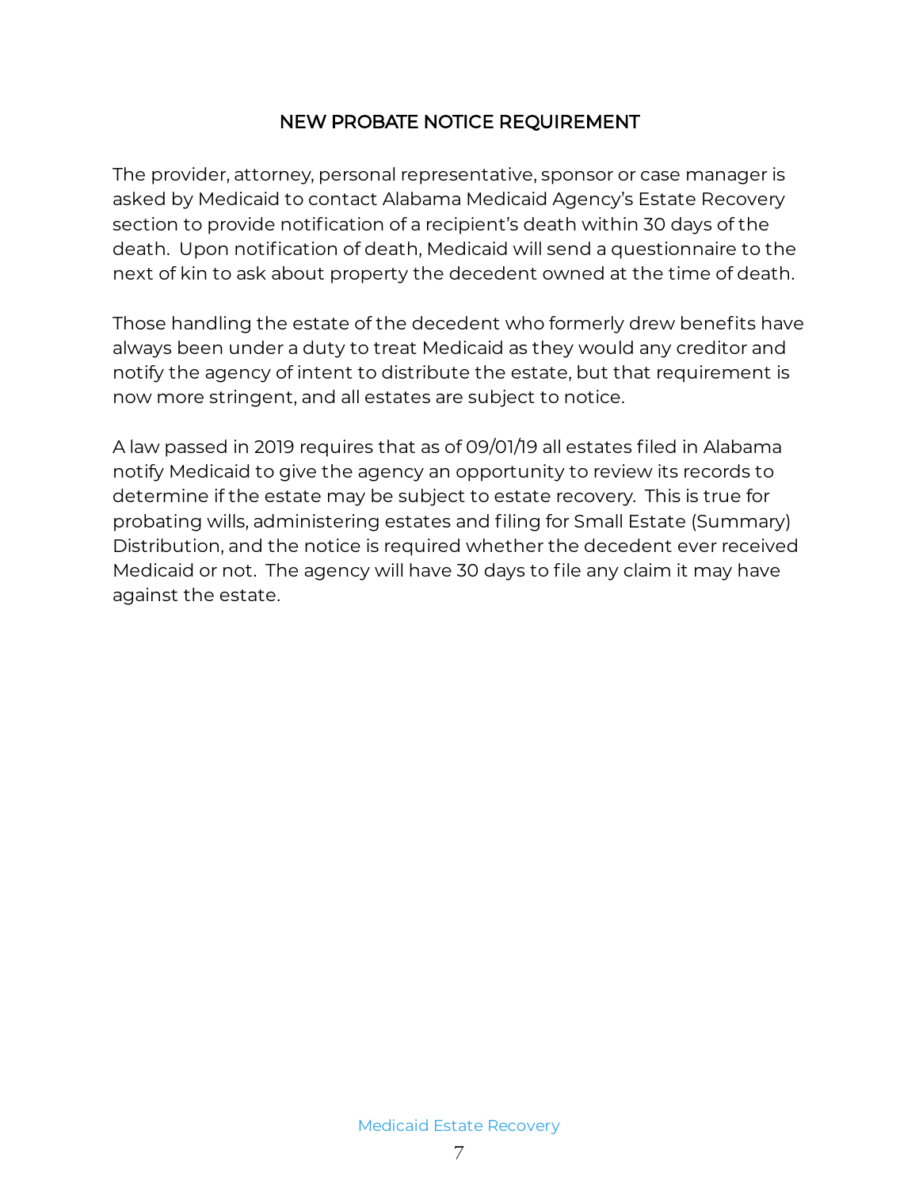## NEW PROBATE NOTICE REQUIREMENT

The provider, attorney, personal representative, sponsor or case manager is asked by Medicaid to contact Alabama Medicaid Agency's Estate Recovery section to provide notification of a recipient's death within 30 days of the death. Upon notification of death, Medicaid will send a questionnaire to the next of kin to ask about property the decedent owned at the time of death.

Those handling the estate of the decedent who formerly drew benefits have always been under a duty to treat Medicaid as they would any creditor and notify the agency of intent to distribute the estate, but that requirement is now more stringent, and all estates are subject to notice.

A law passed in 2019 requires that as of 09/01/19 all estates filed in Alabama notify Medicaid to give the agency an opportunity to review its records to determine if the estate may be subject to estate recovery. This is true for probating wills, administering estates and filing for Small Estate (Summary) Distribution, and the notice is required whether the decedent ever received Medicaid or not. The agency will have 30 days to file any claim it may have against the estate.